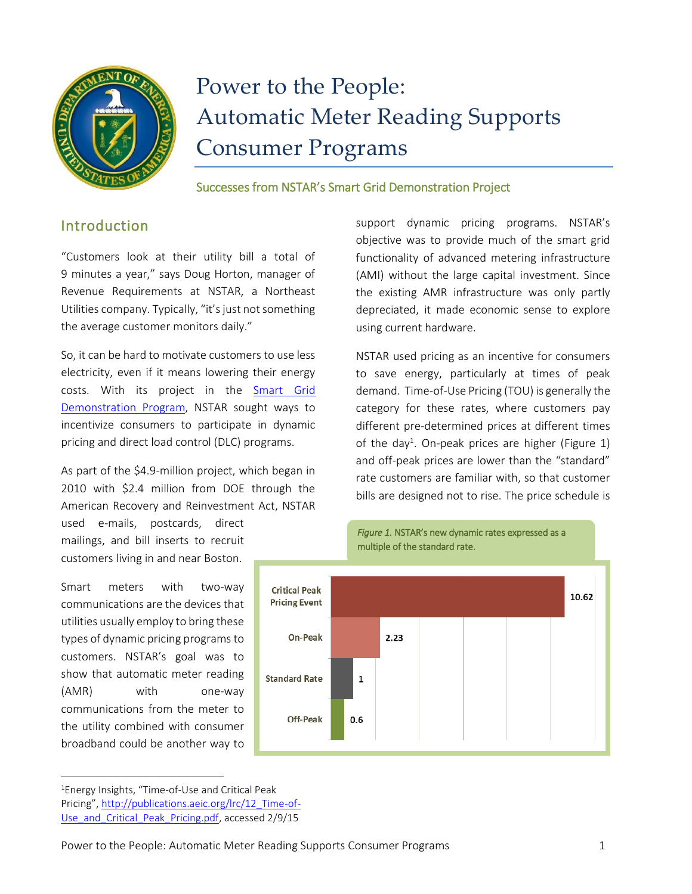# Power to the People: Automatic Meter Reading Supports Consumer Programs

Successes from NSTAR's Smart Grid Demonstration Project

## Introduction

"Customers look at their utility bill a total of 9 minutes a year," says Doug Horton, manager of Revenue Requirements at NSTAR, a Northeast Utilities company. Typically, "it's just not something the average customer monitors daily."

So, it can be hard to motivate customers to use less electricity, even if it means lowering their energy costs. With its project in the Smart Grid Demonstration Program, NSTAR sought ways to incentivize consumers to participate in dynamic pricing and direct load control (DLC) programs.

As part of the $4.9-million project, which began in 2010 with $2.4 million from DOE through the American Recovery and Reinvestment Act, NSTAR used e-mails, postcards, direct mailings, and bill inserts to recruit customers living in and near Boston.

Smart meters with two-way communications are the devices that utilities usually employ to bring these types of dynamic pricing programs to customers. NSTAR's goal was to show that automatic meter reading (AMR) with one-way communications from the meter to the utility combined with consumer broadband could be another way to support dynamic pricing programs. NSTAR's objective was to provide much of the smart grid functionality of advanced metering infrastructure (AMI) without the large capital investment. Since the existing AMR infrastructure was only partly depreciated, it made economic sense to explore using current hardware.

NSTAR used pricing as an incentive for consumers to save energy, particularly at times of peak demand. Time-of-Use Pricing (TOU) is generally the category for these rates, where customers pay different pre-determined prices at different times of the day[1]. On-peak prices are higher (Figure 1) and off-peak prices are lower than the "standard" rate customers are familiar with, so that customer bills are designed not to rise. The price schedule is

*Figure 1.* NSTAR's new dynamic rates expressed as a multiple of the standard rate.

| Rate | Multiple of Standard Rate |
|---|---|
| Critical Peak Pricing Event | 10.62 |
| On-Peak | 2.23 |
| Standard Rate | 1 |
| Off-Peak | 0.6 |

[1] Energy Insights, "Time-of-Use and Critical Peak Pricing", http://publications.aeic.org/lrc/12_Time-of-Use_and_Critical_Peak_Pricing.pdf, accessed 2/9/15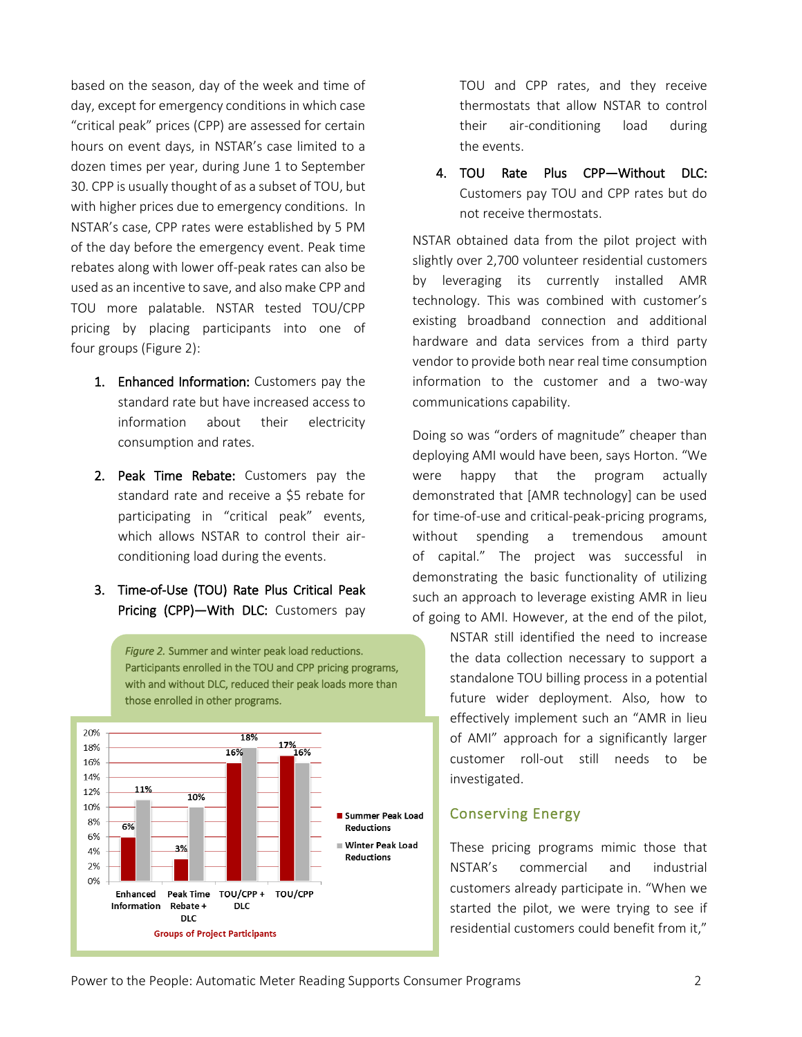based on the season, day of the week and time of day, except for emergency conditions in which case "critical peak" prices (CPP) are assessed for certain hours on event days, in NSTAR's case limited to a dozen times per year, during June 1 to September 30. CPP is usually thought of as a subset of TOU, but with higher prices due to emergency conditions. In NSTAR's case, CPP rates were established by 5 PM of the day before the emergency event. Peak time rebates along with lower off-peak rates can also be used as an incentive to save, and also make CPP and TOU more palatable. NSTAR tested TOU/CPP pricing by placing participants into one of four groups (Figure 2):

1. **Enhanced Information:** Customers pay the standard rate but have increased access to information about their electricity consumption and rates.

2. **Peak Time Rebate:** Customers pay the standard rate and receive a $5 rebate for participating in "critical peak" events, which allows NSTAR to control their air-conditioning load during the events.

3. **Time-of-Use (TOU) Rate Plus Critical Peak Pricing (CPP)—With DLC:** Customers pay TOU and CPP rates, and they receive thermostats that allow NSTAR to control their air-conditioning load during the events.

4. **TOU Rate Plus CPP—Without DLC:** Customers pay TOU and CPP rates but do not receive thermostats.

*Figure 2.* Summer and winter peak load reductions. Participants enrolled in the TOU and CPP pricing programs, with and without DLC, reduced their peak loads more than those enrolled in other programs.

| Groups of Project Participants | Summer Peak Load Reductions | Winter Peak Load Reductions |
|---|---|---|
| Enhanced Information | 6% | 11% |
| Peak Time Rebate + DLC | 3% | 10% |
| TOU/CPP + DLC | 16% | 18% |
| TOU/CPP | 17% | 16% |

NSTAR obtained data from the pilot project with slightly over 2,700 volunteer residential customers by leveraging its currently installed AMR technology. This was combined with customer's existing broadband connection and additional hardware and data services from a third party vendor to provide both near real time consumption information to the customer and a two-way communications capability.

Doing so was "orders of magnitude" cheaper than deploying AMI would have been, says Horton. "We were happy that the program actually demonstrated that [AMR technology] can be used for time-of-use and critical-peak-pricing programs, without spending a tremendous amount of capital." The project was successful in demonstrating the basic functionality of utilizing such an approach to leverage existing AMR in lieu of going to AMI. However, at the end of the pilot, NSTAR still identified the need to increase the data collection necessary to support a standalone TOU billing process in a potential future wider deployment. Also, how to effectively implement such an "AMR in lieu of AMI" approach for a significantly larger customer roll-out still needs to be investigated.

## Conserving Energy

These pricing programs mimic those that NSTAR's commercial and industrial customers already participate in. "When we started the pilot, we were trying to see if residential customers could benefit from it,"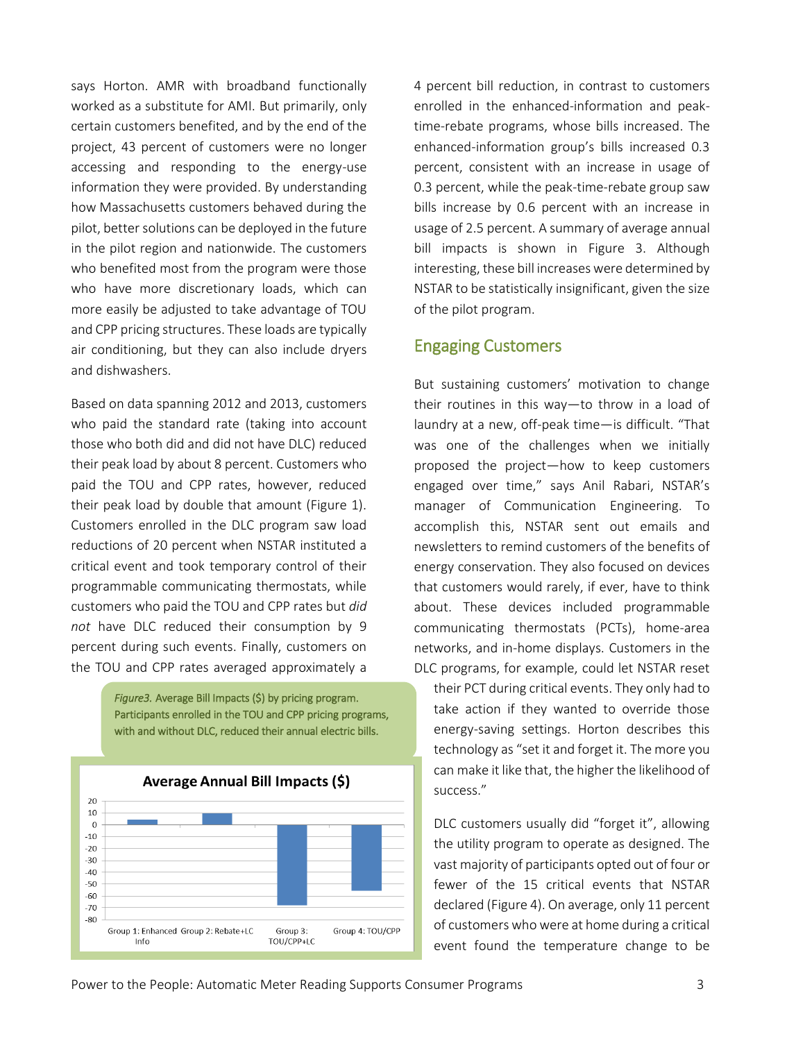says Horton. AMR with broadband functionally worked as a substitute for AMI. But primarily, only certain customers benefited, and by the end of the project, 43 percent of customers were no longer accessing and responding to the energy-use information they were provided. By understanding how Massachusetts customers behaved during the pilot, better solutions can be deployed in the future in the pilot region and nationwide. The customers who benefited most from the program were those who have more discretionary loads, which can more easily be adjusted to take advantage of TOU and CPP pricing structures. These loads are typically air conditioning, but they can also include dryers and dishwashers.

Based on data spanning 2012 and 2013, customers who paid the standard rate (taking into account those who both did and did not have DLC) reduced their peak load by about 8 percent. Customers who paid the TOU and CPP rates, however, reduced their peak load by double that amount (Figure 1). Customers enrolled in the DLC program saw load reductions of 20 percent when NSTAR instituted a critical event and took temporary control of their programmable communicating thermostats, while customers who paid the TOU and CPP rates but *did not* have DLC reduced their consumption by 9 percent during such events. Finally, customers on the TOU and CPP rates averaged approximately a 4 percent bill reduction, in contrast to customers enrolled in the enhanced-information and peak-time-rebate programs, whose bills increased. The enhanced-information group's bills increased 0.3 percent, consistent with an increase in usage of 0.3 percent, while the peak-time-rebate group saw bills increase by 0.6 percent with an increase in usage of 2.5 percent. A summary of average annual bill impacts is shown in Figure 3. Although interesting, these bill increases were determined by NSTAR to be statistically insignificant, given the size of the pilot program.

*Figure3.* Average Bill Impacts ($) by pricing program. Participants enrolled in the TOU and CPP pricing programs, with and without DLC, reduced their annual electric bills.

## Engaging Customers

But sustaining customers' motivation to change their routines in this way—to throw in a load of laundry at a new, off-peak time—is difficult. "That was one of the challenges when we initially proposed the project—how to keep customers engaged over time," says Anil Rabari, NSTAR's manager of Communication Engineering. To accomplish this, NSTAR sent out emails and newsletters to remind customers of the benefits of energy conservation. They also focused on devices that customers would rarely, if ever, have to think about. These devices included programmable communicating thermostats (PCTs), home-area networks, and in-home displays. Customers in the DLC programs, for example, could let NSTAR reset their PCT during critical events. They only had to take action if they wanted to override those energy-saving settings. Horton describes this technology as "set it and forget it. The more you can make it like that, the higher the likelihood of success."

DLC customers usually did "forget it", allowing the utility program to operate as designed. The vast majority of participants opted out of four or fewer of the 15 critical events that NSTAR declared (Figure 4). On average, only 11 percent of customers who were at home during a critical event found the temperature change to be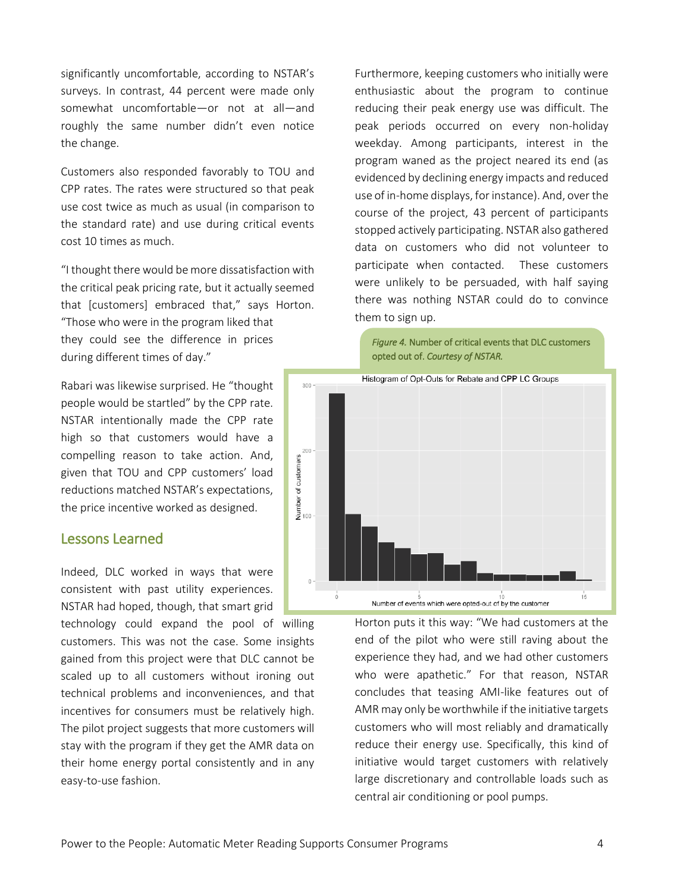significantly uncomfortable, according to NSTAR's surveys. In contrast, 44 percent were made only somewhat uncomfortable—or not at all—and roughly the same number didn't even notice the change.

Customers also responded favorably to TOU and CPP rates. The rates were structured so that peak use cost twice as much as usual (in comparison to the standard rate) and use during critical events cost 10 times as much.

"I thought there would be more dissatisfaction with the critical peak pricing rate, but it actually seemed that [customers] embraced that," says Horton. "Those who were in the program liked that they could see the difference in prices during different times of day."

Rabari was likewise surprised. He "thought people would be startled" by the CPP rate. NSTAR intentionally made the CPP rate high so that customers would have a compelling reason to take action. And, given that TOU and CPP customers' load reductions matched NSTAR's expectations, the price incentive worked as designed.

## Lessons Learned

Indeed, DLC worked in ways that were consistent with past utility experiences. NSTAR had hoped, though, that smart grid technology could expand the pool of willing customers. This was not the case. Some insights gained from this project were that DLC cannot be scaled up to all customers without ironing out technical problems and inconveniences, and that incentives for consumers must be relatively high. The pilot project suggests that more customers will stay with the program if they get the AMR data on their home energy portal consistently and in any easy-to-use fashion.

Furthermore, keeping customers who initially were enthusiastic about the program to continue reducing their peak energy use was difficult. The peak periods occurred on every non-holiday weekday. Among participants, interest in the program waned as the project neared its end (as evidenced by declining energy impacts and reduced use of in-home displays, for instance). And, over the course of the project, 43 percent of participants stopped actively participating. NSTAR also gathered data on customers who did not volunteer to participate when contacted. These customers were unlikely to be persuaded, with half saying there was nothing NSTAR could do to convince them to sign up.

*Figure 4.* Number of critical events that DLC customers opted out of. *Courtesy of NSTAR.*

Horton puts it this way: "We had customers at the end of the pilot who were still raving about the experience they had, and we had other customers who were apathetic." For that reason, NSTAR concludes that teasing AMI-like features out of AMR may only be worthwhile if the initiative targets customers who will most reliably and dramatically reduce their energy use. Specifically, this kind of initiative would target customers with relatively large discretionary and controllable loads such as central air conditioning or pool pumps.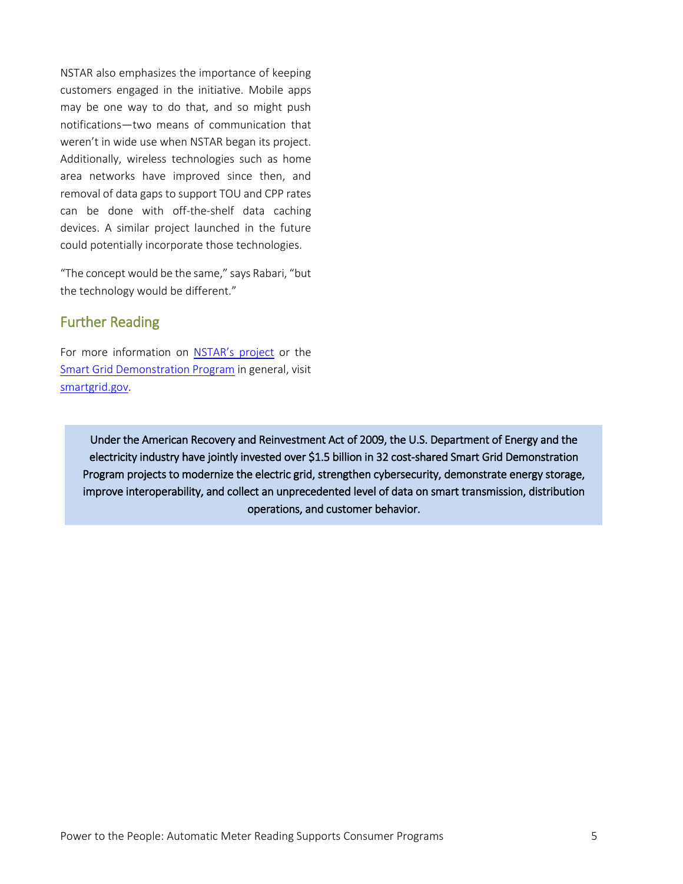NSTAR also emphasizes the importance of keeping customers engaged in the initiative. Mobile apps may be one way to do that, and so might push notifications—two means of communication that weren't in wide use when NSTAR began its project. Additionally, wireless technologies such as home area networks have improved since then, and removal of data gaps to support TOU and CPP rates can be done with off-the-shelf data caching devices. A similar project launched in the future could potentially incorporate those technologies.

"The concept would be the same," says Rabari, "but the technology would be different."

## Further Reading

For more information on NSTAR's project or the Smart Grid Demonstration Program in general, visit smartgrid.gov.

Under the American Recovery and Reinvestment Act of 2009, the U.S. Department of Energy and the electricity industry have jointly invested over $1.5 billion in 32 cost-shared Smart Grid Demonstration Program projects to modernize the electric grid, strengthen cybersecurity, demonstrate energy storage, improve interoperability, and collect an unprecedented level of data on smart transmission, distribution operations, and customer behavior.